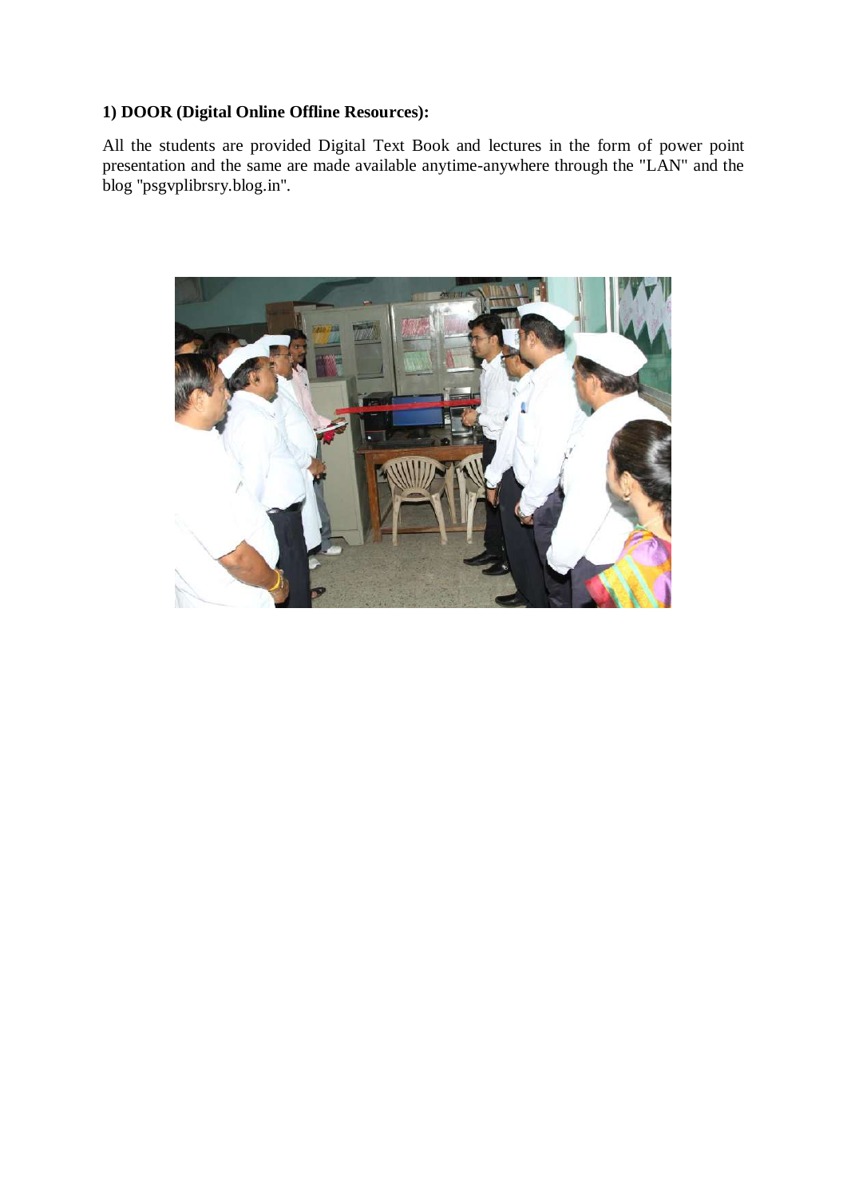**1) DOOR (Digital Online Offline Resources):**

All the students are provided Digital Text Book and lectures in the form of power point presentation and the same are made available anytime-anywhere through the "LAN" and the blog "psgvplibrsry.blog.in".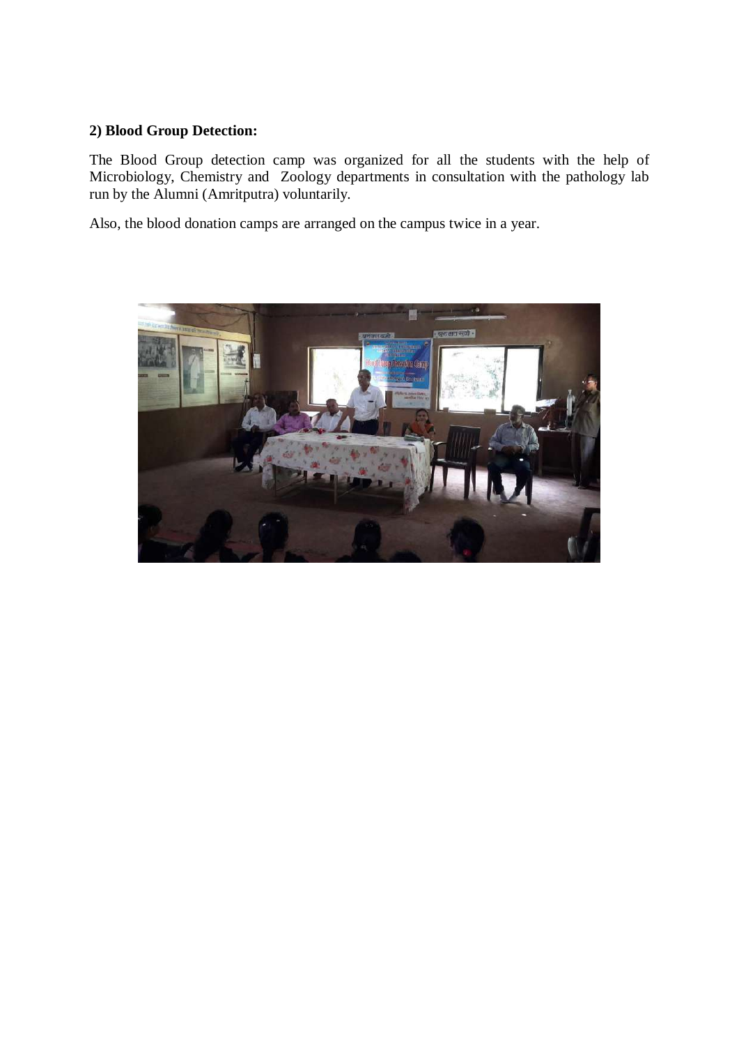**2) Blood Group Detection:**

The Blood Group detection camp was organized for all the students with the help of Microbiology, Chemistry and Zoology departments in consultation with the pathology lab run by the Alumni (Amritputra) voluntarily.

Also, the blood donation camps are arranged on the campus twice in a year.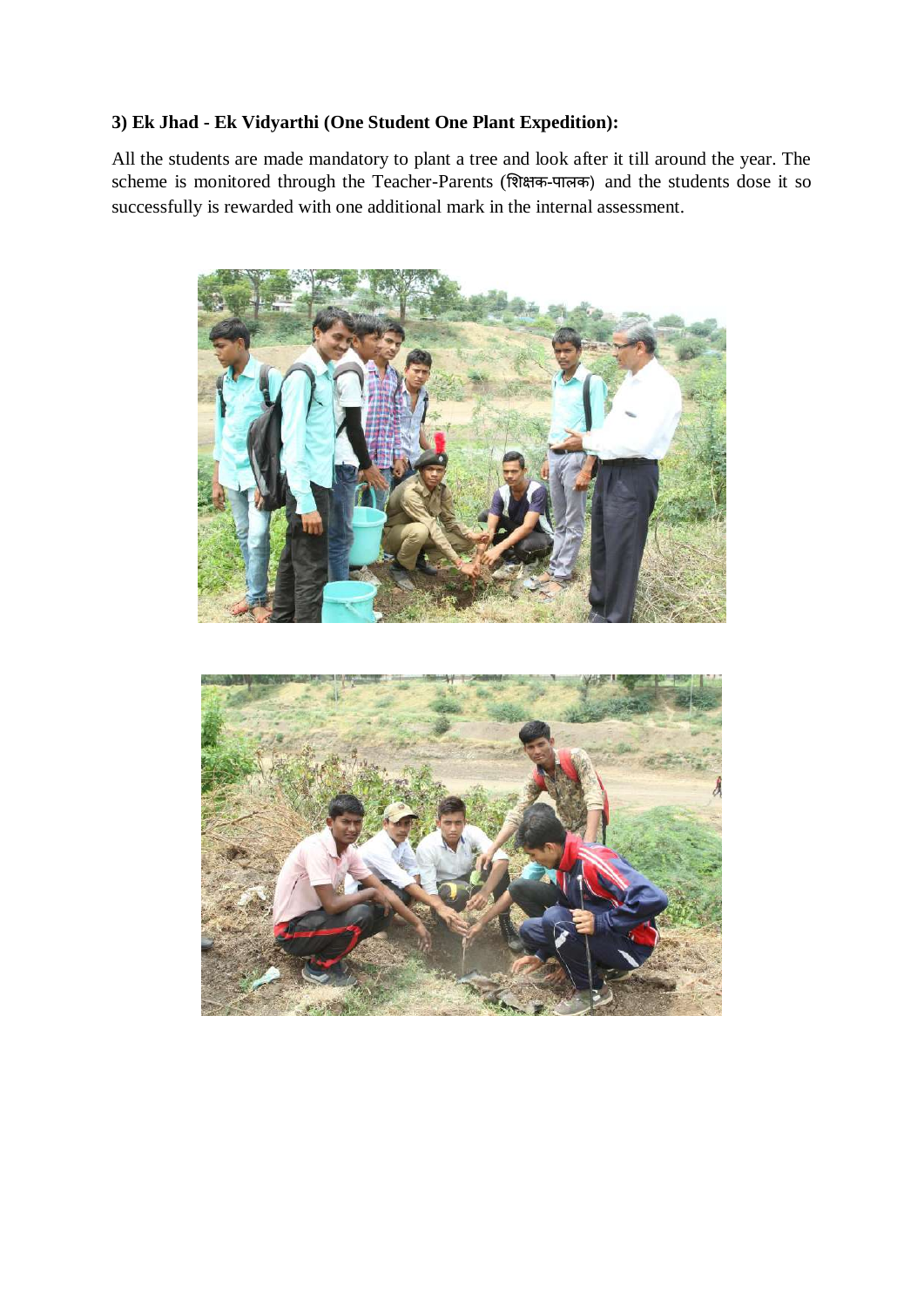**3) Ek Jhad - Ek Vidyarthi (One Student One Plant Expedition):**

All the students are made mandatory to plant a tree and look after it till around the year. The scheme is monitored through the Teacher-Parents (शिक्षक-पालक) and the students dose it so successfully is rewarded with one additional mark in the internal assessment.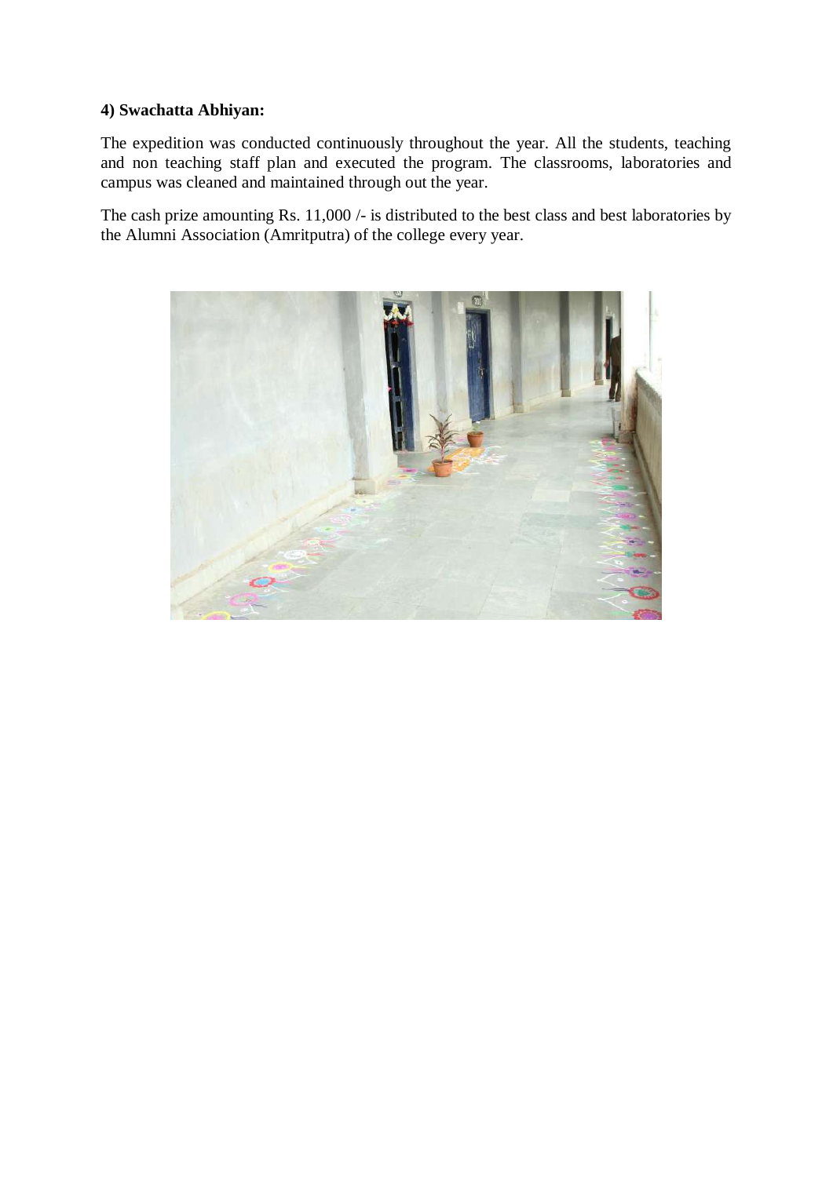**4) Swachatta Abhiyan:**

The expedition was conducted continuously throughout the year. All the students, teaching and non teaching staff plan and executed the program. The classrooms, laboratories and campus was cleaned and maintained through out the year.

The cash prize amounting Rs. 11,000 /- is distributed to the best class and best laboratories by the Alumni Association (Amritputra) of the college every year.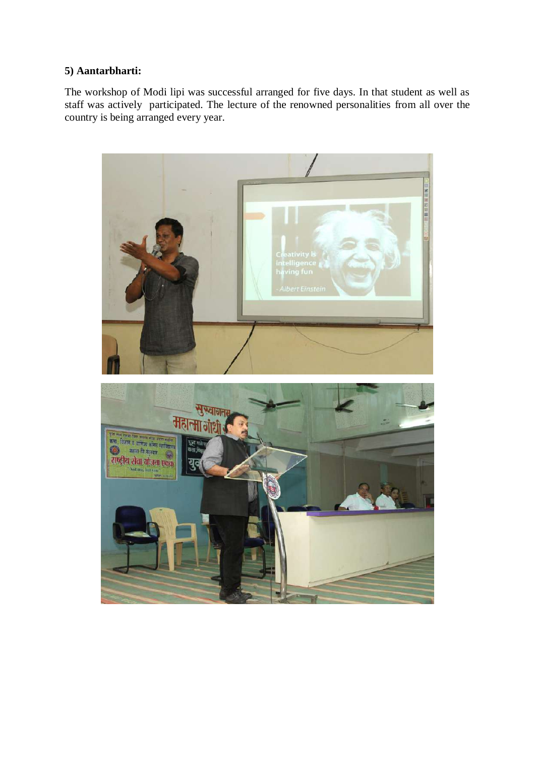**5) Aantarbharti:**

The workshop of Modi lipi was successful arranged for five days. In that student as well as staff was actively participated. The lecture of the renowned personalities from all over the country is being arranged every year.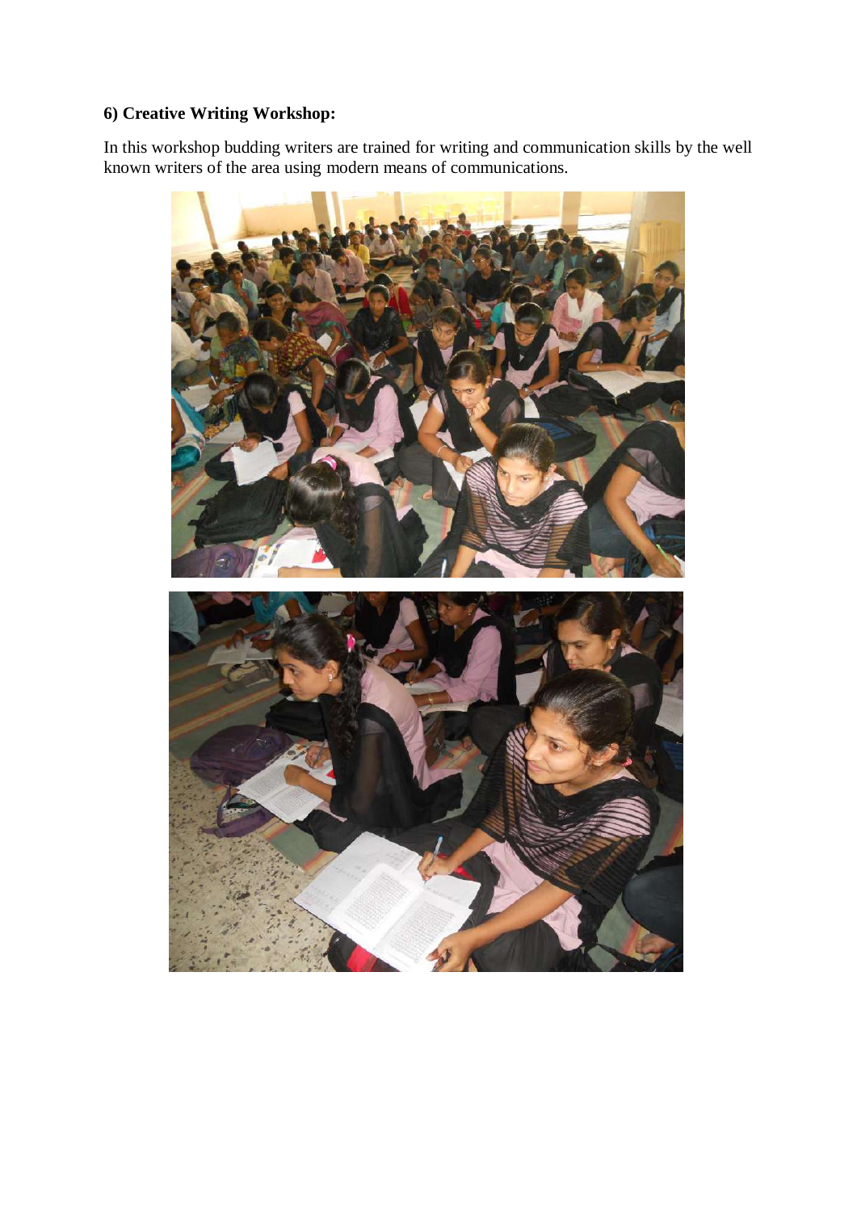**6) Creative Writing Workshop:**

In this workshop budding writers are trained for writing and communication skills by the well known writers of the area using modern means of communications.